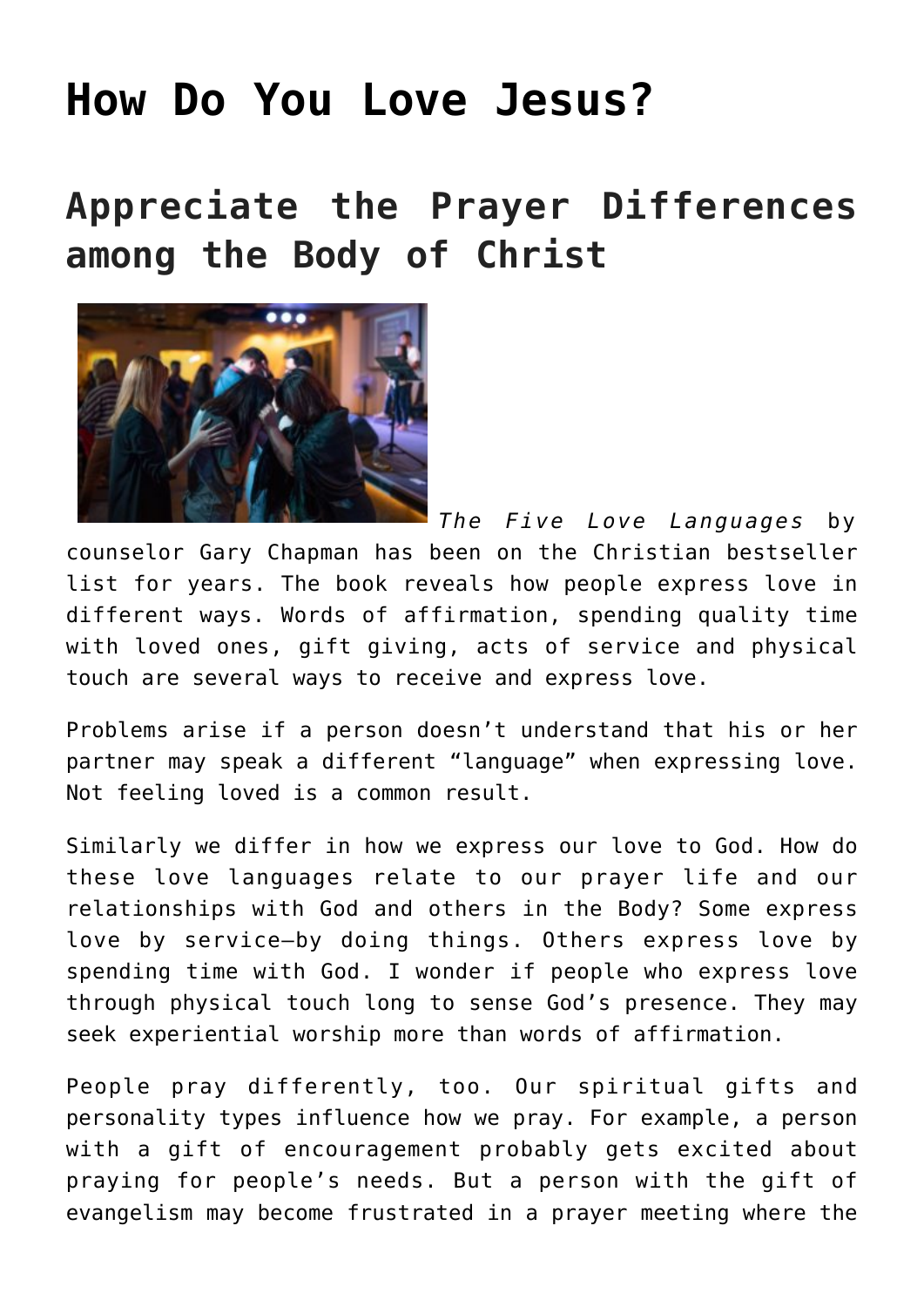# How Do You Love Jesus?

## Appreciate the Prayer Differences among the Body of Christ

*The Five Love Languages* by counselor Gary Chapman has been on the Christian bestseller list for years. The book reveals how people express love in different ways. Words of affirmation, spending quality time with loved ones, gift giving, acts of service and physical touch are several ways to receive and express love.

Problems arise if a person doesn't understand that his or her partner may speak a different "language" when expressing love. Not feeling loved is a common result.

Similarly we differ in how we express our love to God. How do these love languages relate to our prayer life and our relationships with God and others in the Body? Some express love by service—by doing things. Others express love by spending time with God. I wonder if people who express love through physical touch long to sense God's presence. They may seek experiential worship more than words of affirmation.

People pray differently, too. Our spiritual gifts and personality types influence how we pray. For example, a person with a gift of encouragement probably gets excited about praying for people's needs. But a person with the gift of evangelism may become frustrated in a prayer meeting where the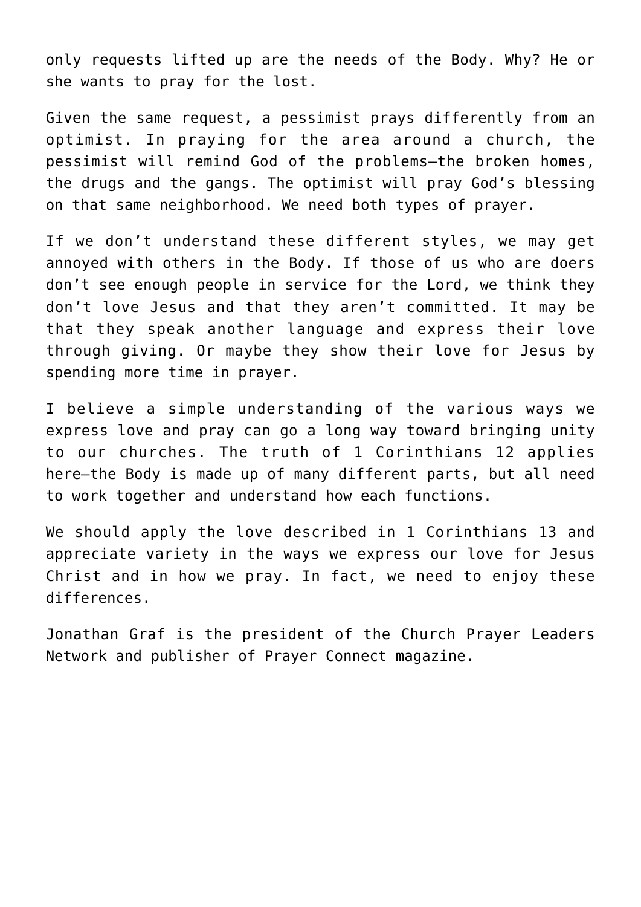only requests lifted up are the needs of the Body. Why? He or she wants to pray for the lost.

Given the same request, a pessimist prays differently from an optimist. In praying for the area around a church, the pessimist will remind God of the problems—the broken homes, the drugs and the gangs. The optimist will pray God's blessing on that same neighborhood. We need both types of prayer.

If we don't understand these different styles, we may get annoyed with others in the Body. If those of us who are doers don't see enough people in service for the Lord, we think they don't love Jesus and that they aren't committed. It may be that they speak another language and express their love through giving. Or maybe they show their love for Jesus by spending more time in prayer.

I believe a simple understanding of the various ways we express love and pray can go a long way toward bringing unity to our churches. The truth of 1 Corinthians 12 applies here—the Body is made up of many different parts, but all need to work together and understand how each functions.

We should apply the love described in 1 Corinthians 13 and appreciate variety in the ways we express our love for Jesus Christ and in how we pray. In fact, we need to enjoy these differences.

Jonathan Graf is the president of the Church Prayer Leaders Network and publisher of Prayer Connect magazine.